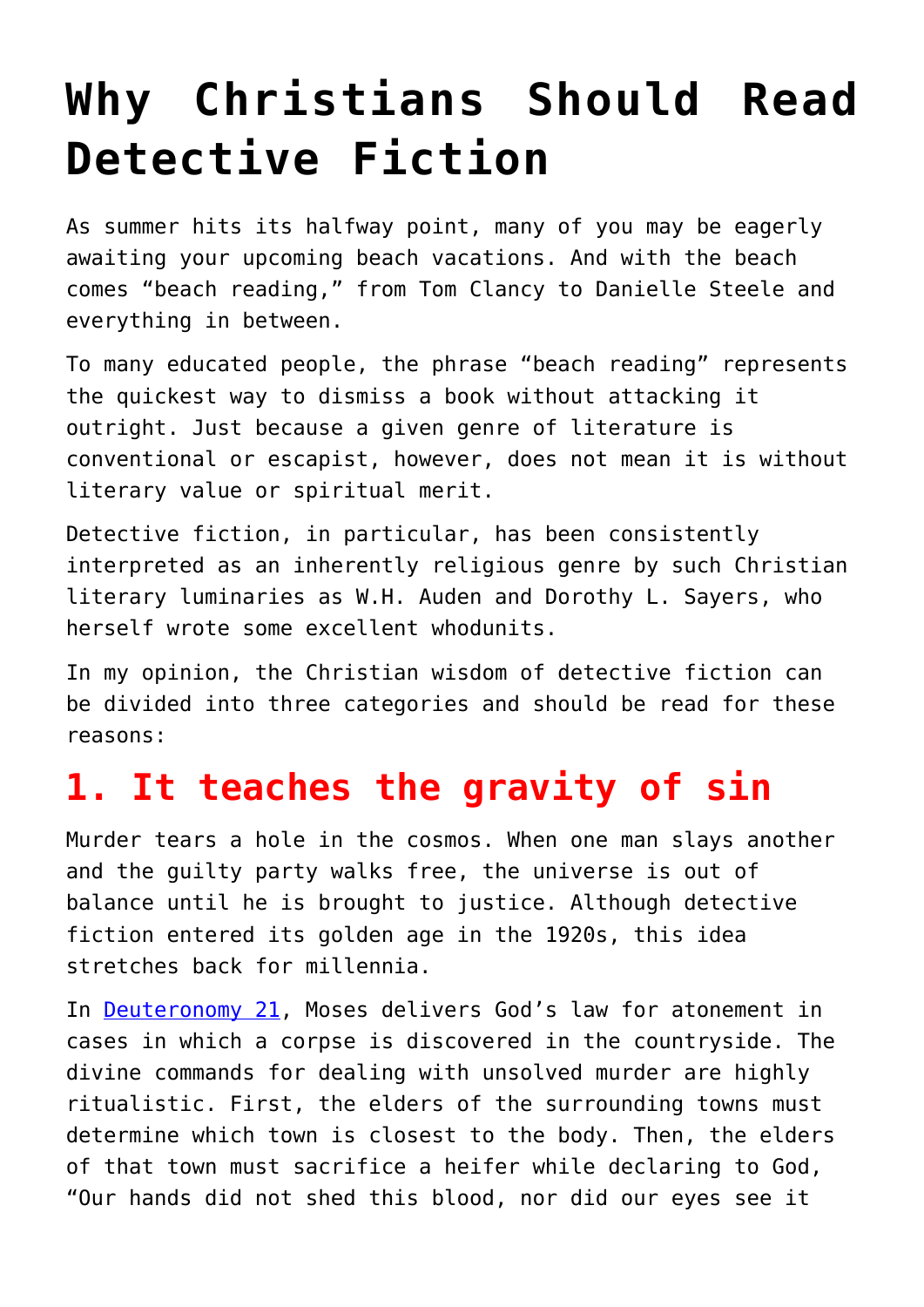# Why Christians Should Read Detective Fiction

As summer hits its halfway point, many of you may be eagerly awaiting your upcoming beach vacations. And with the beach comes “beach reading,” from Tom Clancy to Danielle Steele and everything in between.

To many educated people, the phrase “beach reading” represents the quickest way to dismiss a book without attacking it outright. Just because a given genre of literature is conventional or escapist, however, does not mean it is without literary value or spiritual merit.

Detective fiction, in particular, has been consistently interpreted as an inherently religious genre by such Christian literary luminaries as W.H. Auden and Dorothy L. Sayers, who herself wrote some excellent whodunits.

In my opinion, the Christian wisdom of detective fiction can be divided into three categories and should be read for these reasons:

## 1. It teaches the gravity of sin

Murder tears a hole in the cosmos. When one man slays another and the guilty party walks free, the universe is out of balance until he is brought to justice. Although detective fiction entered its golden age in the 1920s, this idea stretches back for millennia.

In Deuteronomy 21, Moses delivers God’s law for atonement in cases in which a corpse is discovered in the countryside. The divine commands for dealing with unsolved murder are highly ritualistic. First, the elders of the surrounding towns must determine which town is closest to the body. Then, the elders of that town must sacrifice a heifer while declaring to God, “Our hands did not shed this blood, nor did our eyes see it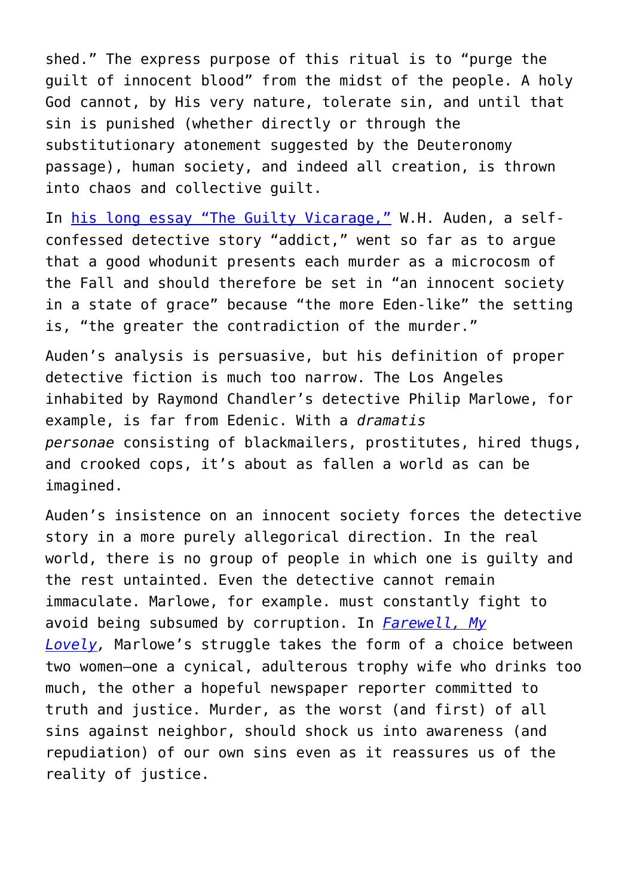shed." The express purpose of this ritual is to "purge the guilt of innocent blood" from the midst of the people. A holy God cannot, by His very nature, tolerate sin, and until that sin is punished (whether directly or through the substitutionary atonement suggested by the Deuteronomy passage), human society, and indeed all creation, is thrown into chaos and collective guilt.

In [his long essay "The Guilty Vicarage,"]() W.H. Auden, a self-confessed detective story "addict," went so far as to argue that a good whodunit presents each murder as a microcosm of the Fall and should therefore be set in "an innocent society in a state of grace" because "the more Eden-like" the setting is, "the greater the contradiction of the murder."

Auden's analysis is persuasive, but his definition of proper detective fiction is much too narrow. The Los Angeles inhabited by Raymond Chandler's detective Philip Marlowe, for example, is far from Edenic. With a *dramatis personae* consisting of blackmailers, prostitutes, hired thugs, and crooked cops, it's about as fallen a world as can be imagined.

Auden's insistence on an innocent society forces the detective story in a more purely allegorical direction. In the real world, there is no group of people in which one is guilty and the rest untainted. Even the detective cannot remain immaculate. Marlowe, for example. must constantly fight to avoid being subsumed by corruption. In [*Farewell, My Lovely*](), Marlowe's struggle takes the form of a choice between two women—one a cynical, adulterous trophy wife who drinks too much, the other a hopeful newspaper reporter committed to truth and justice. Murder, as the worst (and first) of all sins against neighbor, should shock us into awareness (and repudiation) of our own sins even as it reassures us of the reality of justice.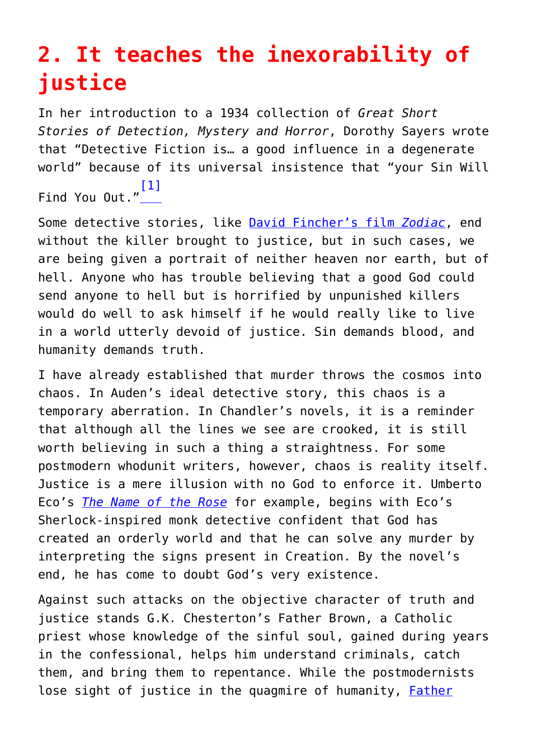## 2. It teaches the inexorability of justice

In her introduction to a 1934 collection of *Great Short Stories of Detection, Mystery and Horror*, Dorothy Sayers wrote that "Detective Fiction is… a good influence in a degenerate world" because of its universal insistence that "your Sin Will Find You Out."[1]

Some detective stories, like David Fincher's film *Zodiac*, end without the killer brought to justice, but in such cases, we are being given a portrait of neither heaven nor earth, but of hell. Anyone who has trouble believing that a good God could send anyone to hell but is horrified by unpunished killers would do well to ask himself if he would really like to live in a world utterly devoid of justice. Sin demands blood, and humanity demands truth.

I have already established that murder throws the cosmos into chaos. In Auden's ideal detective story, this chaos is a temporary aberration. In Chandler's novels, it is a reminder that although all the lines we see are crooked, it is still worth believing in such a thing a straightness. For some postmodern whodunit writers, however, chaos is reality itself. Justice is a mere illusion with no God to enforce it. Umberto Eco's *The Name of the Rose* for example, begins with Eco's Sherlock-inspired monk detective confident that God has created an orderly world and that he can solve any murder by interpreting the signs present in Creation. By the novel's end, he has come to doubt God's very existence.

Against such attacks on the objective character of truth and justice stands G.K. Chesterton's Father Brown, a Catholic priest whose knowledge of the sinful soul, gained during years in the confessional, helps him understand criminals, catch them, and bring them to repentance. While the postmodernists lose sight of justice in the quagmire of humanity, Father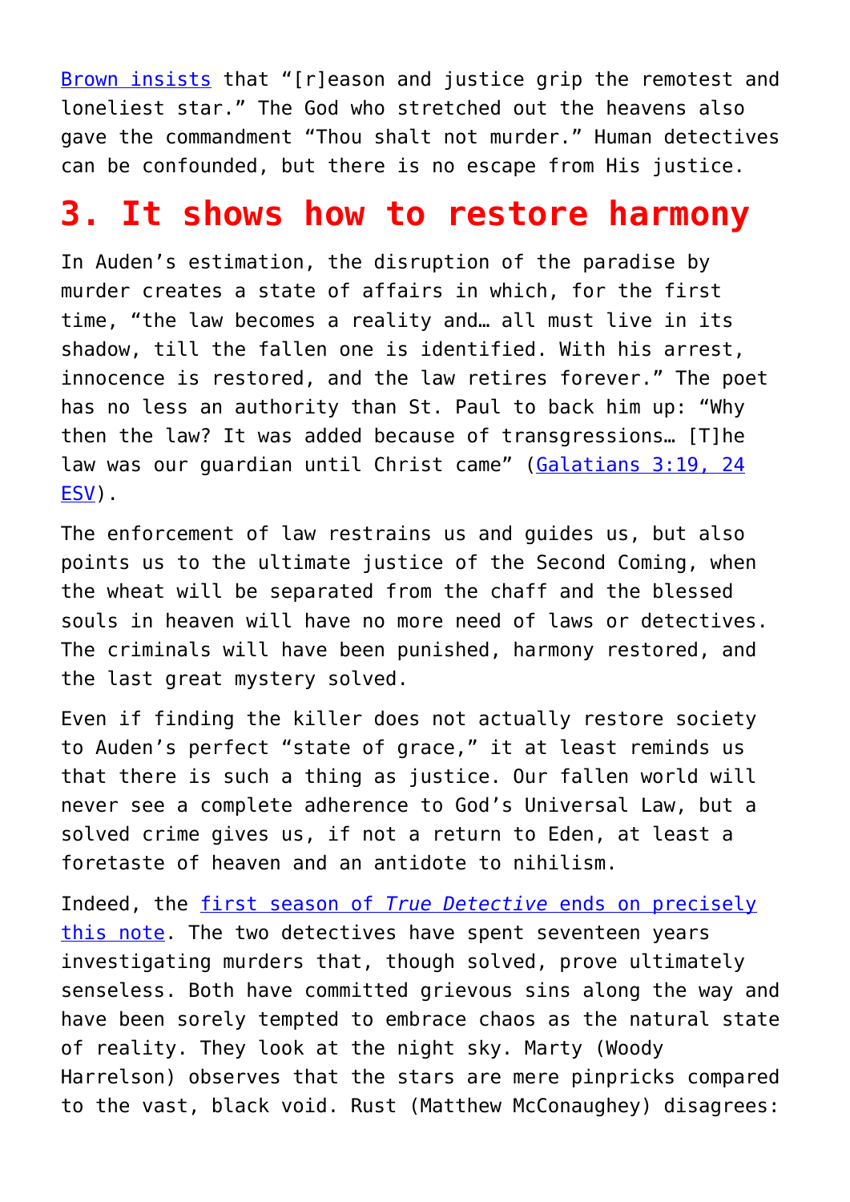Brown insists that "[r]eason and justice grip the remotest and loneliest star." The God who stretched out the heavens also gave the commandment "Thou shalt not murder." Human detectives can be confounded, but there is no escape from His justice.

## 3. It shows how to restore harmony

In Auden's estimation, the disruption of the paradise by murder creates a state of affairs in which, for the first time, "the law becomes a reality and… all must live in its shadow, till the fallen one is identified. With his arrest, innocence is restored, and the law retires forever." The poet has no less an authority than St. Paul to back him up: "Why then the law? It was added because of transgressions… [T]he law was our guardian until Christ came" (Galatians 3:19, 24 ESV).

The enforcement of law restrains us and guides us, but also points us to the ultimate justice of the Second Coming, when the wheat will be separated from the chaff and the blessed souls in heaven will have no more need of laws or detectives. The criminals will have been punished, harmony restored, and the last great mystery solved.

Even if finding the killer does not actually restore society to Auden's perfect "state of grace," it at least reminds us that there is such a thing as justice. Our fallen world will never see a complete adherence to God's Universal Law, but a solved crime gives us, if not a return to Eden, at least a foretaste of heaven and an antidote to nihilism.

Indeed, the first season of *True Detective* ends on precisely this note. The two detectives have spent seventeen years investigating murders that, though solved, prove ultimately senseless. Both have committed grievous sins along the way and have been sorely tempted to embrace chaos as the natural state of reality. They look at the night sky. Marty (Woody Harrelson) observes that the stars are mere pinpricks compared to the vast, black void. Rust (Matthew McConaughey) disagrees: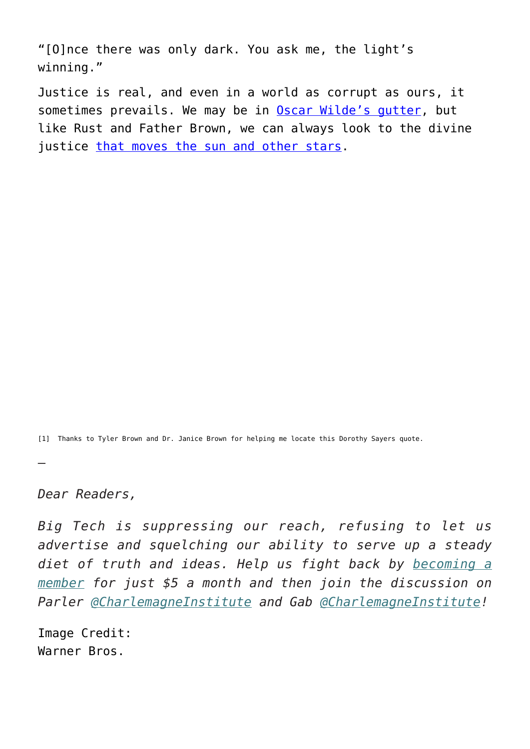"[O]nce there was only dark. You ask me, the light's winning."

Justice is real, and even in a world as corrupt as ours, it sometimes prevails. We may be in Oscar Wilde's gutter, but like Rust and Father Brown, we can always look to the divine justice that moves the sun and other stars.

[1] Thanks to Tyler Brown and Dr. Janice Brown for helping me locate this Dorothy Sayers quote.

—

*Dear Readers,*

*Big Tech is suppressing our reach, refusing to let us advertise and squelching our ability to serve up a steady diet of truth and ideas. Help us fight back by becoming a member for just $5 a month and then join the discussion on Parler @CharlemagneInstitute and Gab @CharlemagneInstitute!*

Image Credit:
Warner Bros.